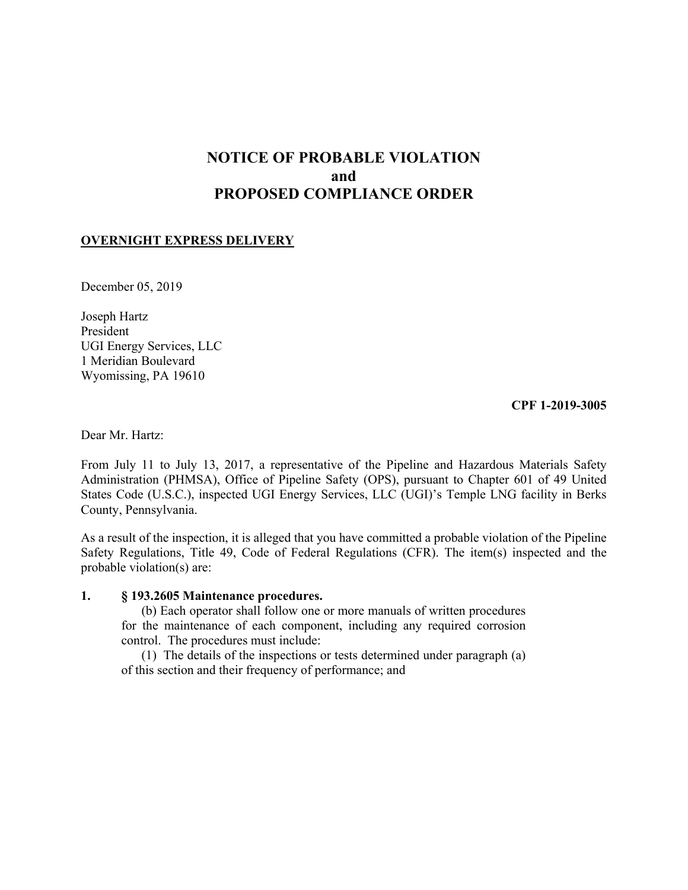# NOTICE OF PROBABLE VIOLATION
# and
# PROPOSED COMPLIANCE ORDER

**OVERNIGHT EXPRESS DELIVERY**

December 05, 2019

Joseph Hartz
President
UGI Energy Services, LLC
1 Meridian Boulevard
Wyomissing, PA 19610

**CPF 1-2019-3005**

Dear Mr. Hartz:

From July 11 to July 13, 2017, a representative of the Pipeline and Hazardous Materials Safety Administration (PHMSA), Office of Pipeline Safety (OPS), pursuant to Chapter 601 of 49 United States Code (U.S.C.), inspected UGI Energy Services, LLC (UGI)'s Temple LNG facility in Berks County, Pennsylvania.

As a result of the inspection, it is alleged that you have committed a probable violation of the Pipeline Safety Regulations, Title 49, Code of Federal Regulations (CFR). The item(s) inspected and the probable violation(s) are:

**1. § 193.2605 Maintenance procedures.**

(b) Each operator shall follow one or more manuals of written procedures for the maintenance of each component, including any required corrosion control. The procedures must include:

(1) The details of the inspections or tests determined under paragraph (a) of this section and their frequency of performance; and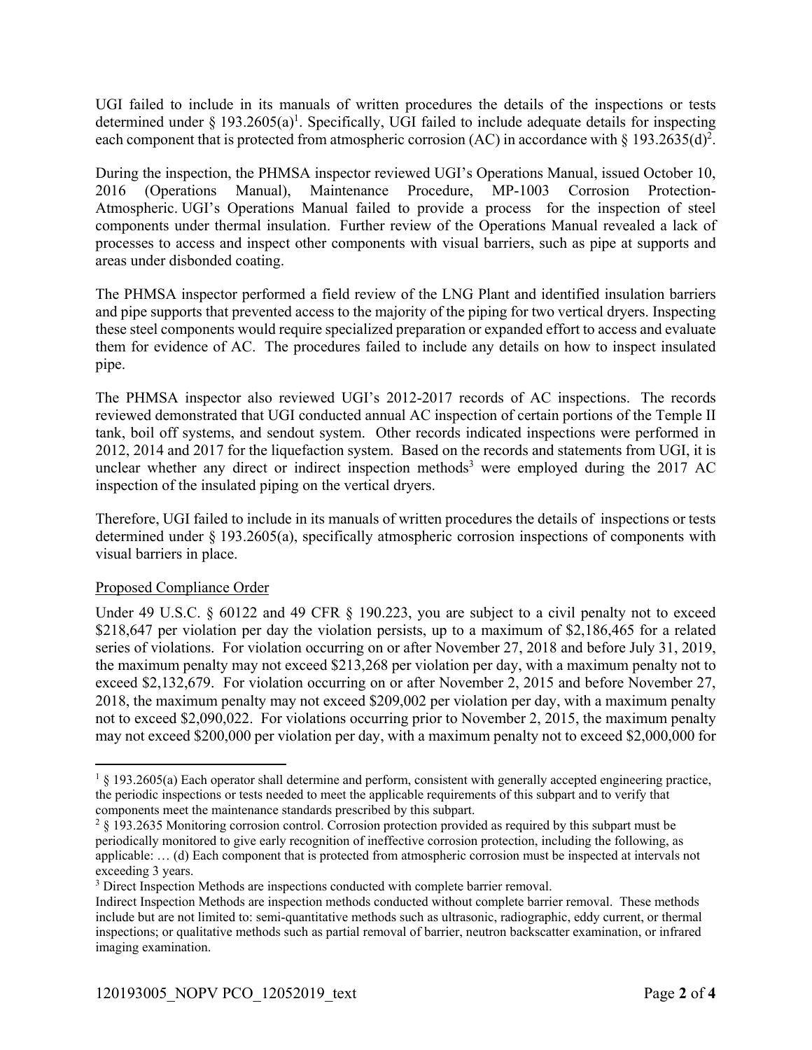UGI failed to include in its manuals of written procedures the details of the inspections or tests determined under § 193.2605(a)[1]. Specifically, UGI failed to include adequate details for inspecting each component that is protected from atmospheric corrosion (AC) in accordance with § 193.2635(d)[2].

During the inspection, the PHMSA inspector reviewed UGI's Operations Manual, issued October 10, 2016 (Operations Manual), Maintenance Procedure, MP-1003 Corrosion Protection-Atmospheric. UGI's Operations Manual failed to provide a process for the inspection of steel components under thermal insulation. Further review of the Operations Manual revealed a lack of processes to access and inspect other components with visual barriers, such as pipe at supports and areas under disbonded coating.

The PHMSA inspector performed a field review of the LNG Plant and identified insulation barriers and pipe supports that prevented access to the majority of the piping for two vertical dryers. Inspecting these steel components would require specialized preparation or expanded effort to access and evaluate them for evidence of AC. The procedures failed to include any details on how to inspect insulated pipe.

The PHMSA inspector also reviewed UGI's 2012-2017 records of AC inspections. The records reviewed demonstrated that UGI conducted annual AC inspection of certain portions of the Temple II tank, boil off systems, and sendout system. Other records indicated inspections were performed in 2012, 2014 and 2017 for the liquefaction system. Based on the records and statements from UGI, it is unclear whether any direct or indirect inspection methods[3] were employed during the 2017 AC inspection of the insulated piping on the vertical dryers.

Therefore, UGI failed to include in its manuals of written procedures the details of inspections or tests determined under § 193.2605(a), specifically atmospheric corrosion inspections of components with visual barriers in place.

## Proposed Compliance Order

Under 49 U.S.C. § 60122 and 49 CFR § 190.223, you are subject to a civil penalty not to exceed $218,647 per violation per day the violation persists, up to a maximum of $2,186,465 for a related series of violations. For violation occurring on or after November 27, 2018 and before July 31, 2019, the maximum penalty may not exceed $213,268 per violation per day, with a maximum penalty not to exceed $2,132,679. For violation occurring on or after November 2, 2015 and before November 27, 2018, the maximum penalty may not exceed $209,002 per violation per day, with a maximum penalty not to exceed $2,090,022. For violations occurring prior to November 2, 2015, the maximum penalty may not exceed $200,000 per violation per day, with a maximum penalty not to exceed $2,000,000 for

---

[1] § 193.2605(a) Each operator shall determine and perform, consistent with generally accepted engineering practice, the periodic inspections or tests needed to meet the applicable requirements of this subpart and to verify that components meet the maintenance standards prescribed by this subpart.

[2] § 193.2635 Monitoring corrosion control. Corrosion protection provided as required by this subpart must be periodically monitored to give early recognition of ineffective corrosion protection, including the following, as applicable: … (d) Each component that is protected from atmospheric corrosion must be inspected at intervals not exceeding 3 years.

[3] Direct Inspection Methods are inspections conducted with complete barrier removal.
Indirect Inspection Methods are inspection methods conducted without complete barrier removal. These methods include but are not limited to: semi-quantitative methods such as ultrasonic, radiographic, eddy current, or thermal inspections; or qualitative methods such as partial removal of barrier, neutron backscatter examination, or infrared imaging examination.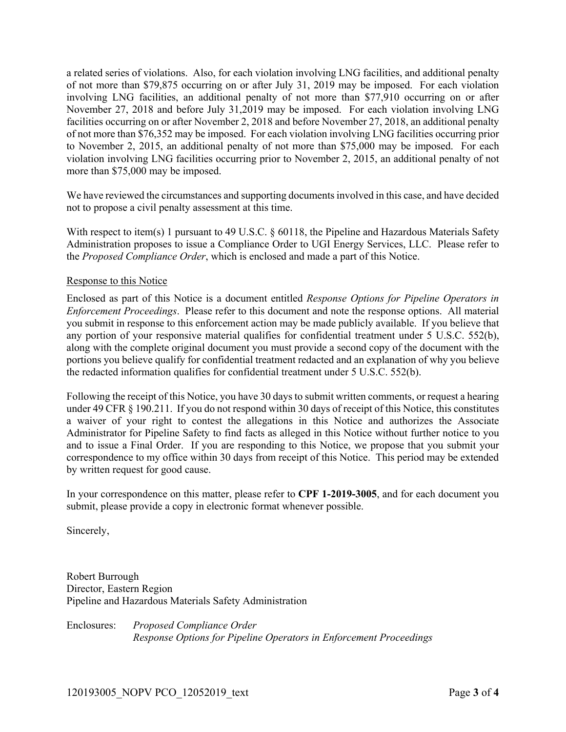a related series of violations. Also, for each violation involving LNG facilities, and additional penalty of not more than $79,875 occurring on or after July 31, 2019 may be imposed. For each violation involving LNG facilities, an additional penalty of not more than $77,910 occurring on or after November 27, 2018 and before July 31,2019 may be imposed. For each violation involving LNG facilities occurring on or after November 2, 2018 and before November 27, 2018, an additional penalty of not more than $76,352 may be imposed. For each violation involving LNG facilities occurring prior to November 2, 2015, an additional penalty of not more than $75,000 may be imposed. For each violation involving LNG facilities occurring prior to November 2, 2015, an additional penalty of not more than $75,000 may be imposed.

We have reviewed the circumstances and supporting documents involved in this case, and have decided not to propose a civil penalty assessment at this time.

With respect to item(s) 1 pursuant to 49 U.S.C. § 60118, the Pipeline and Hazardous Materials Safety Administration proposes to issue a Compliance Order to UGI Energy Services, LLC. Please refer to the *Proposed Compliance Order*, which is enclosed and made a part of this Notice.

Response to this Notice

Enclosed as part of this Notice is a document entitled *Response Options for Pipeline Operators in Enforcement Proceedings*. Please refer to this document and note the response options. All material you submit in response to this enforcement action may be made publicly available. If you believe that any portion of your responsive material qualifies for confidential treatment under 5 U.S.C. 552(b), along with the complete original document you must provide a second copy of the document with the portions you believe qualify for confidential treatment redacted and an explanation of why you believe the redacted information qualifies for confidential treatment under 5 U.S.C. 552(b).

Following the receipt of this Notice, you have 30 days to submit written comments, or request a hearing under 49 CFR § 190.211. If you do not respond within 30 days of receipt of this Notice, this constitutes a waiver of your right to contest the allegations in this Notice and authorizes the Associate Administrator for Pipeline Safety to find facts as alleged in this Notice without further notice to you and to issue a Final Order. If you are responding to this Notice, we propose that you submit your correspondence to my office within 30 days from receipt of this Notice. This period may be extended by written request for good cause.

In your correspondence on this matter, please refer to **CPF 1-2019-3005**, and for each document you submit, please provide a copy in electronic format whenever possible.

Sincerely,

Robert Burrough
Director, Eastern Region
Pipeline and Hazardous Materials Safety Administration

Enclosures: *Proposed Compliance Order*
*Response Options for Pipeline Operators in Enforcement Proceedings*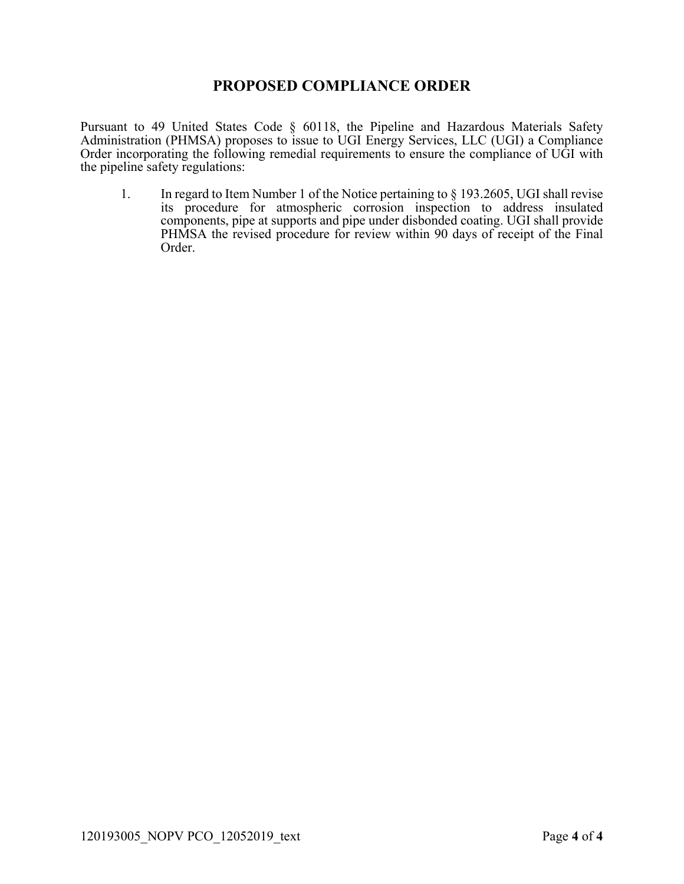## PROPOSED COMPLIANCE ORDER

Pursuant to 49 United States Code § 60118, the Pipeline and Hazardous Materials Safety Administration (PHMSA) proposes to issue to UGI Energy Services, LLC (UGI) a Compliance Order incorporating the following remedial requirements to ensure the compliance of UGI with the pipeline safety regulations:

1. In regard to Item Number 1 of the Notice pertaining to § 193.2605, UGI shall revise its procedure for atmospheric corrosion inspection to address insulated components, pipe at supports and pipe under disbonded coating. UGI shall provide PHMSA the revised procedure for review within 90 days of receipt of the Final Order.